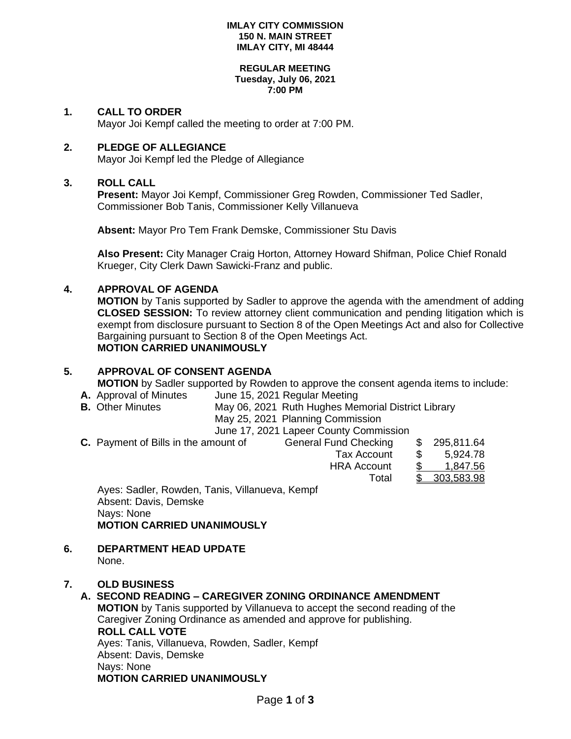**IMLAY CITY COMMISSION**
**150 N. MAIN STREET**
**IMLAY CITY, MI 48444**

**REGULAR MEETING**
**Tuesday, July 06, 2021**
**7:00 PM**

## 1. CALL TO ORDER

Mayor Joi Kempf called the meeting to order at 7:00 PM.

## 2. PLEDGE OF ALLEGIANCE

Mayor Joi Kempf led the Pledge of Allegiance

## 3. ROLL CALL

**Present:** Mayor Joi Kempf, Commissioner Greg Rowden, Commissioner Ted Sadler, Commissioner Bob Tanis, Commissioner Kelly Villanueva

**Absent:** Mayor Pro Tem Frank Demske, Commissioner Stu Davis

**Also Present:** City Manager Craig Horton, Attorney Howard Shifman, Police Chief Ronald Krueger, City Clerk Dawn Sawicki-Franz and public.

## 4. APPROVAL OF AGENDA

**MOTION** by Tanis supported by Sadler to approve the agenda with the amendment of adding **CLOSED SESSION:** To review attorney client communication and pending litigation which is exempt from disclosure pursuant to Section 8 of the Open Meetings Act and also for Collective Bargaining pursuant to Section 8 of the Open Meetings Act.
**MOTION CARRIED UNANIMOUSLY**

## 5. APPROVAL OF CONSENT AGENDA

**MOTION** by Sadler supported by Rowden to approve the consent agenda items to include:

**A.** Approval of Minutes — June 15, 2021 Regular Meeting

**B.** Other Minutes — May 06, 2021 Ruth Hughes Memorial District Library
May 25, 2021 Planning Commission
June 17, 2021 Lapeer County Commission

**C.** Payment of Bills in the amount of

| | | |
|---|---|---|
| General Fund Checking | $ | 295,811.64 |
| Tax Account | $ | 5,924.78 |
| HRA Account | $ | 1,847.56 |
| Total | $ | 303,583.98 |

Ayes: Sadler, Rowden, Tanis, Villanueva, Kempf
Absent: Davis, Demske
Nays: None
**MOTION CARRIED UNANIMOUSLY**

## 6. DEPARTMENT HEAD UPDATE

None.

## 7. OLD BUSINESS

### A. SECOND READING – CAREGIVER ZONING ORDINANCE AMENDMENT

**MOTION** by Tanis supported by Villanueva to accept the second reading of the Caregiver Zoning Ordinance as amended and approve for publishing.
**ROLL CALL VOTE**
Ayes: Tanis, Villanueva, Rowden, Sadler, Kempf
Absent: Davis, Demske
Nays: None
**MOTION CARRIED UNANIMOUSLY**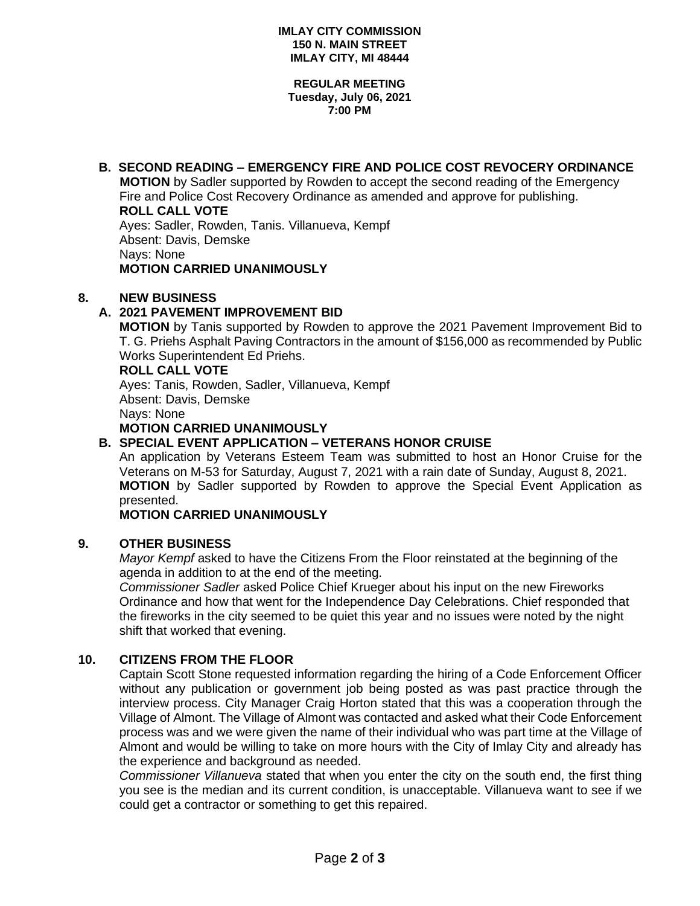**IMLAY CITY COMMISSION**
**150 N. MAIN STREET**
**IMLAY CITY, MI 48444**

**REGULAR MEETING**
**Tuesday, July 06, 2021**
**7:00 PM**

**B. SECOND READING – EMERGENCY FIRE AND POLICE COST REVOCERY ORDINANCE**

**MOTION** by Sadler supported by Rowden to accept the second reading of the Emergency Fire and Police Cost Recovery Ordinance as amended and approve for publishing.

**ROLL CALL VOTE**

Ayes: Sadler, Rowden, Tanis. Villanueva, Kempf
Absent: Davis, Demske
Nays: None

**MOTION CARRIED UNANIMOUSLY**

## 8. NEW BUSINESS

**A. 2021 PAVEMENT IMPROVEMENT BID**

**MOTION** by Tanis supported by Rowden to approve the 2021 Pavement Improvement Bid to T. G. Priehs Asphalt Paving Contractors in the amount of $156,000 as recommended by Public Works Superintendent Ed Priehs.

**ROLL CALL VOTE**

Ayes: Tanis, Rowden, Sadler, Villanueva, Kempf
Absent: Davis, Demske
Nays: None

**MOTION CARRIED UNANIMOUSLY**

**B. SPECIAL EVENT APPLICATION – VETERANS HONOR CRUISE**

An application by Veterans Esteem Team was submitted to host an Honor Cruise for the Veterans on M-53 for Saturday, August 7, 2021 with a rain date of Sunday, August 8, 2021.

**MOTION** by Sadler supported by Rowden to approve the Special Event Application as presented.

**MOTION CARRIED UNANIMOUSLY**

## 9. OTHER BUSINESS

*Mayor Kempf* asked to have the Citizens From the Floor reinstated at the beginning of the agenda in addition to at the end of the meeting.

*Commissioner Sadler* asked Police Chief Krueger about his input on the new Fireworks Ordinance and how that went for the Independence Day Celebrations. Chief responded that the fireworks in the city seemed to be quiet this year and no issues were noted by the night shift that worked that evening.

## 10. CITIZENS FROM THE FLOOR

Captain Scott Stone requested information regarding the hiring of a Code Enforcement Officer without any publication or government job being posted as was past practice through the interview process. City Manager Craig Horton stated that this was a cooperation through the Village of Almont. The Village of Almont was contacted and asked what their Code Enforcement process was and we were given the name of their individual who was part time at the Village of Almont and would be willing to take on more hours with the City of Imlay City and already has the experience and background as needed.

*Commissioner Villanueva* stated that when you enter the city on the south end, the first thing you see is the median and its current condition, is unacceptable. Villanueva want to see if we could get a contractor or something to get this repaired.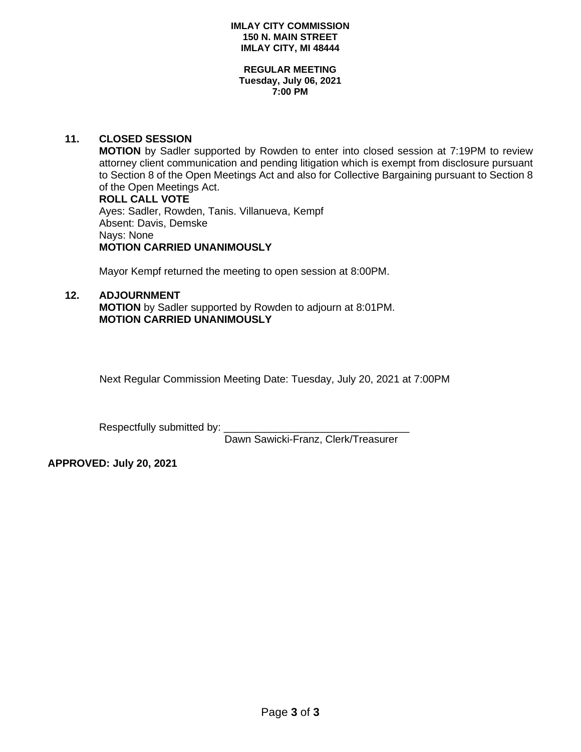**IMLAY CITY COMMISSION**
**150 N. MAIN STREET**
**IMLAY CITY, MI 48444**

**REGULAR MEETING**
**Tuesday, July 06, 2021**
**7:00 PM**

## 11. CLOSED SESSION

**MOTION** by Sadler supported by Rowden to enter into closed session at 7:19PM to review attorney client communication and pending litigation which is exempt from disclosure pursuant to Section 8 of the Open Meetings Act and also for Collective Bargaining pursuant to Section 8 of the Open Meetings Act.

**ROLL CALL VOTE**
Ayes: Sadler, Rowden, Tanis. Villanueva, Kempf
Absent: Davis, Demske
Nays: None
**MOTION CARRIED UNANIMOUSLY**

Mayor Kempf returned the meeting to open session at 8:00PM.

## 12. ADJOURNMENT

**MOTION** by Sadler supported by Rowden to adjourn at 8:01PM.
**MOTION CARRIED UNANIMOUSLY**

Next Regular Commission Meeting Date: Tuesday, July 20, 2021 at 7:00PM

Respectfully submitted by: _______________________________
Dawn Sawicki-Franz, Clerk/Treasurer

**APPROVED: July 20, 2021**